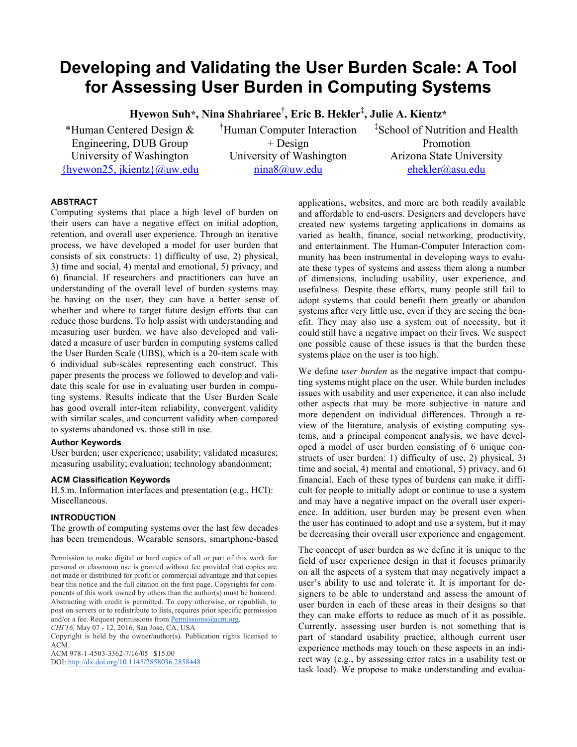# Developing and Validating the User Burden Scale: A Tool for Assessing User Burden in Computing Systems

**Hyewon Suh\*, Nina Shahriaree†, Eric B. Hekler‡, Julie A. Kientz\***

\*Human Centered Design & Engineering, DUB Group
University of Washington
{hyewon25, jkientz}@uw.edu

†Human Computer Interaction + Design
University of Washington
nina8@uw.edu

‡School of Nutrition and Health Promotion
Arizona State University
ehekler@asu.edu

## ABSTRACT

Computing systems that place a high level of burden on their users can have a negative effect on initial adoption, retention, and overall user experience. Through an iterative process, we have developed a model for user burden that consists of six constructs: 1) difficulty of use, 2) physical, 3) time and social, 4) mental and emotional, 5) privacy, and 6) financial. If researchers and practitioners can have an understanding of the overall level of burden systems may be having on the user, they can have a better sense of whether and where to target future design efforts that can reduce those burdens. To help assist with understanding and measuring user burden, we have also developed and validated a measure of user burden in computing systems called the User Burden Scale (UBS), which is a 20-item scale with 6 individual sub-scales representing each construct. This paper presents the process we followed to develop and validate this scale for use in evaluating user burden in computing systems. Results indicate that the User Burden Scale has good overall inter-item reliability, convergent validity with similar scales, and concurrent validity when compared to systems abandoned vs. those still in use.

### Author Keywords

User burden; user experience; usability; validated measures; measuring usability; evaluation; technology abandonment;

### ACM Classification Keywords

H.5.m. Information interfaces and presentation (e.g., HCI): Miscellaneous.

## INTRODUCTION

The growth of computing systems over the last few decades has been tremendous. Wearable sensors, smartphone-based applications, websites, and more are both readily available and affordable to end-users. Designers and developers have created new systems targeting applications in domains as varied as health, finance, social networking, productivity, and entertainment. The Human-Computer Interaction community has been instrumental in developing ways to evaluate these types of systems and assess them along a number of dimensions, including usability, user experience, and usefulness. Despite these efforts, many people still fail to adopt systems that could benefit them greatly or abandon systems after very little use, even if they are seeing the benefit. They may also use a system out of necessity, but it could still have a negative impact on their lives. We suspect one possible cause of these issues is that the burden these systems place on the user is too high.

We define *user burden* as the negative impact that computing systems might place on the user. While burden includes issues with usability and user experience, it can also include other aspects that may be more subjective in nature and more dependent on individual differences. Through a review of the literature, analysis of existing computing systems, and a principal component analysis, we have developed a model of user burden consisting of 6 unique constructs of user burden: 1) difficulty of use, 2) physical, 3) time and social, 4) mental and emotional, 5) privacy, and 6) financial. Each of these types of burdens can make it difficult for people to initially adopt or continue to use a system and may have a negative impact on the overall user experience. In addition, user burden may be present even when the user has continued to adopt and use a system, but it may be decreasing their overall user experience and engagement.

The concept of user burden as we define it is unique to the field of user experience design in that it focuses primarily on all the aspects of a system that may negatively impact a user's ability to use and tolerate it. It is important for designers to be able to understand and assess the amount of user burden in each of these areas in their designs so that they can make efforts to reduce as much of it as possible. Currently, assessing user burden is not something that is part of standard usability practice, although current user experience methods may touch on these aspects in an indirect way (e.g., by assessing error rates in a usability test or task load). We propose to make understanding and evalua-

Permission to make digital or hard copies of all or part of this work for personal or classroom use is granted without fee provided that copies are not made or distributed for profit or commercial advantage and that copies bear this notice and the full citation on the first page. Copyrights for components of this work owned by others than the author(s) must be honored. Abstracting with credit is permitted. To copy otherwise, or republish, to post on servers or to redistribute to lists, requires prior specific permission and/or a fee. Request permissions from Permissions@acm.org.
*CHI'16,* May 07 - 12, 2016, San Jose, CA, USA
Copyright is held by the owner/author(s). Publication rights licensed to ACM.
ACM 978-1-4503-3362-7/16/05 $15.00
DOI: http://dx.doi.org/10.1145/2858036.2858448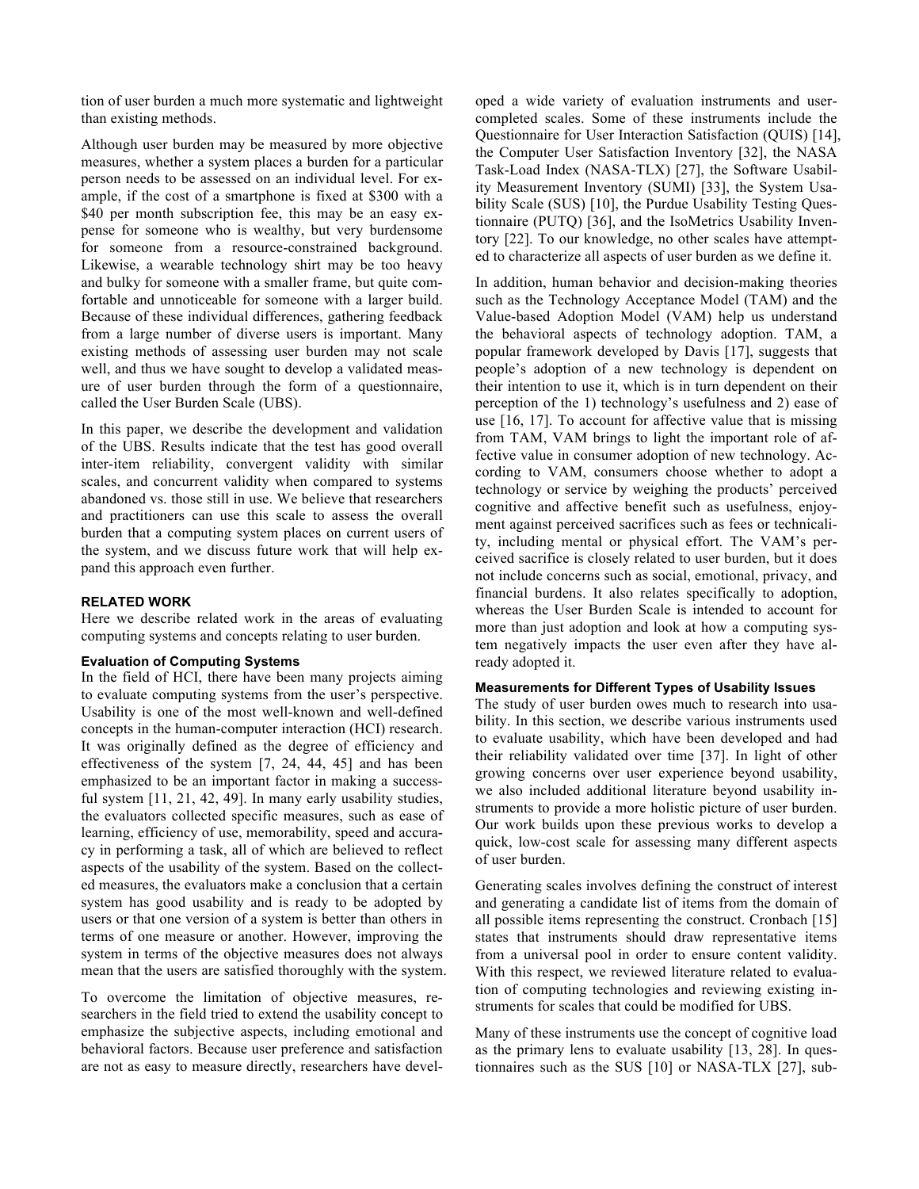tion of user burden a much more systematic and lightweight than existing methods.

Although user burden may be measured by more objective measures, whether a system places a burden for a particular person needs to be assessed on an individual level. For example, if the cost of a smartphone is fixed at $300 with a $40 per month subscription fee, this may be an easy expense for someone who is wealthy, but very burdensome for someone from a resource-constrained background. Likewise, a wearable technology shirt may be too heavy and bulky for someone with a smaller frame, but quite comfortable and unnoticeable for someone with a larger build. Because of these individual differences, gathering feedback from a large number of diverse users is important. Many existing methods of assessing user burden may not scale well, and thus we have sought to develop a validated measure of user burden through the form of a questionnaire, called the User Burden Scale (UBS).

In this paper, we describe the development and validation of the UBS. Results indicate that the test has good overall inter-item reliability, convergent validity with similar scales, and concurrent validity when compared to systems abandoned vs. those still in use. We believe that researchers and practitioners can use this scale to assess the overall burden that a computing system places on current users of the system, and we discuss future work that will help expand this approach even further.

## RELATED WORK

Here we describe related work in the areas of evaluating computing systems and concepts relating to user burden.

### Evaluation of Computing Systems

In the field of HCI, there have been many projects aiming to evaluate computing systems from the user's perspective. Usability is one of the most well-known and well-defined concepts in the human-computer interaction (HCI) research. It was originally defined as the degree of efficiency and effectiveness of the system [7, 24, 44, 45] and has been emphasized to be an important factor in making a successful system [11, 21, 42, 49]. In many early usability studies, the evaluators collected specific measures, such as ease of learning, efficiency of use, memorability, speed and accuracy in performing a task, all of which are believed to reflect aspects of the usability of the system. Based on the collected measures, the evaluators make a conclusion that a certain system has good usability and is ready to be adopted by users or that one version of a system is better than others in terms of one measure or another. However, improving the system in terms of the objective measures does not always mean that the users are satisfied thoroughly with the system.

To overcome the limitation of objective measures, researchers in the field tried to extend the usability concept to emphasize the subjective aspects, including emotional and behavioral factors. Because user preference and satisfaction are not as easy to measure directly, researchers have developed a wide variety of evaluation instruments and user-completed scales. Some of these instruments include the Questionnaire for User Interaction Satisfaction (QUIS) [14], the Computer User Satisfaction Inventory [32], the NASA Task-Load Index (NASA-TLX) [27], the Software Usability Measurement Inventory (SUMI) [33], the System Usability Scale (SUS) [10], the Purdue Usability Testing Questionnaire (PUTQ) [36], and the IsoMetrics Usability Inventory [22]. To our knowledge, no other scales have attempted to characterize all aspects of user burden as we define it.

In addition, human behavior and decision-making theories such as the Technology Acceptance Model (TAM) and the Value-based Adoption Model (VAM) help us understand the behavioral aspects of technology adoption. TAM, a popular framework developed by Davis [17], suggests that people's adoption of a new technology is dependent on their intention to use it, which is in turn dependent on their perception of the 1) technology's usefulness and 2) ease of use [16, 17]. To account for affective value that is missing from TAM, VAM brings to light the important role of affective value in consumer adoption of new technology. According to VAM, consumers choose whether to adopt a technology or service by weighing the products' perceived cognitive and affective benefit such as usefulness, enjoyment against perceived sacrifices such as fees or technicality, including mental or physical effort. The VAM's perceived sacrifice is closely related to user burden, but it does not include concerns such as social, emotional, privacy, and financial burdens. It also relates specifically to adoption, whereas the User Burden Scale is intended to account for more than just adoption and look at how a computing system negatively impacts the user even after they have already adopted it.

### Measurements for Different Types of Usability Issues

The study of user burden owes much to research into usability. In this section, we describe various instruments used to evaluate usability, which have been developed and had their reliability validated over time [37]. In light of other growing concerns over user experience beyond usability, we also included additional literature beyond usability instruments to provide a more holistic picture of user burden. Our work builds upon these previous works to develop a quick, low-cost scale for assessing many different aspects of user burden.

Generating scales involves defining the construct of interest and generating a candidate list of items from the domain of all possible items representing the construct. Cronbach [15] states that instruments should draw representative items from a universal pool in order to ensure content validity. With this respect, we reviewed literature related to evaluation of computing technologies and reviewing existing instruments for scales that could be modified for UBS.

Many of these instruments use the concept of cognitive load as the primary lens to evaluate usability [13, 28]. In questionnaires such as the SUS [10] or NASA-TLX [27], sub-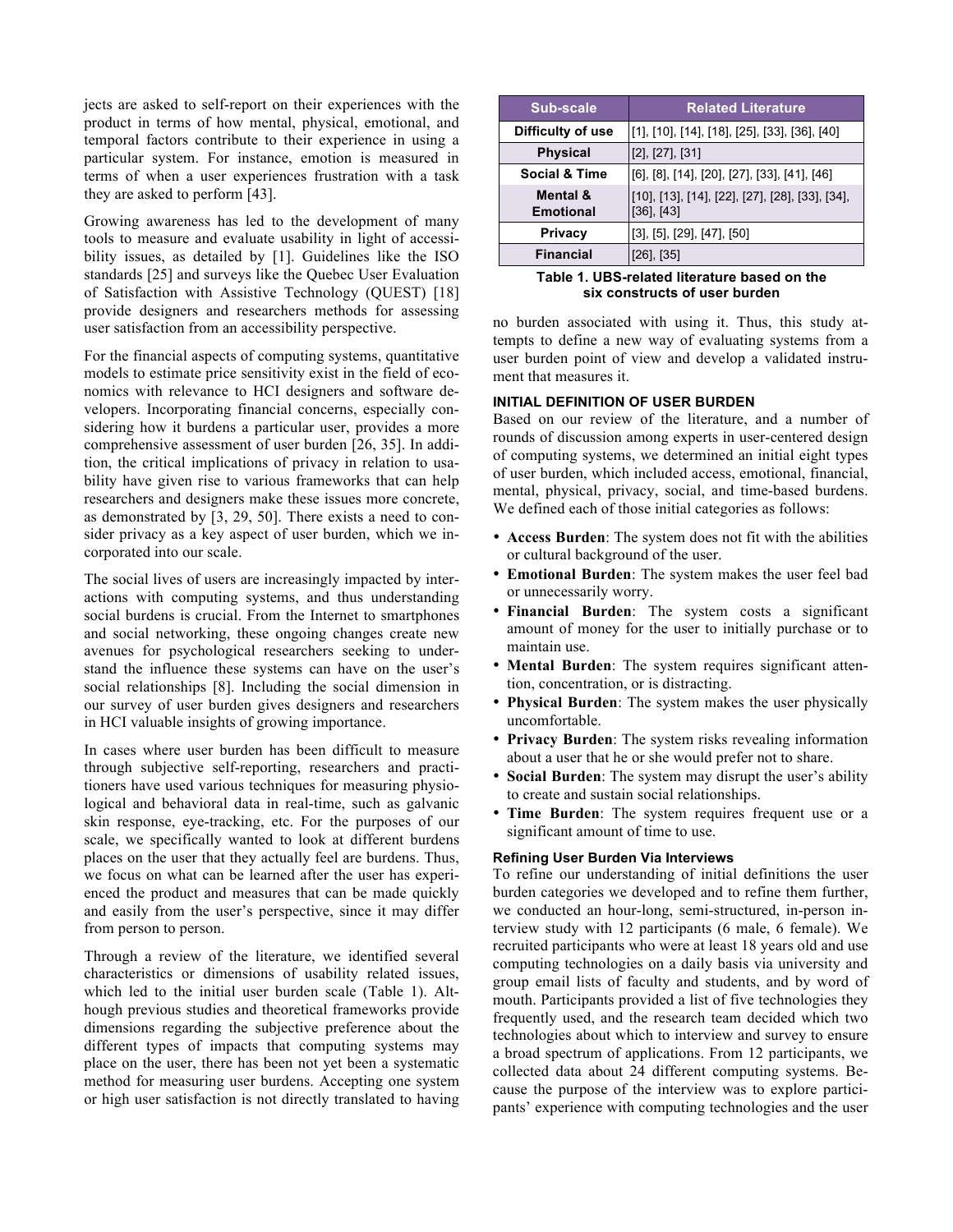jects are asked to self-report on their experiences with the product in terms of how mental, physical, emotional, and temporal factors contribute to their experience in using a particular system. For instance, emotion is measured in terms of when a user experiences frustration with a task they are asked to perform [43].

Growing awareness has led to the development of many tools to measure and evaluate usability in light of accessibility issues, as detailed by [1]. Guidelines like the ISO standards [25] and surveys like the Quebec User Evaluation of Satisfaction with Assistive Technology (QUEST) [18] provide designers and researchers methods for assessing user satisfaction from an accessibility perspective.

For the financial aspects of computing systems, quantitative models to estimate price sensitivity exist in the field of economics with relevance to HCI designers and software developers. Incorporating financial concerns, especially considering how it burdens a particular user, provides a more comprehensive assessment of user burden [26, 35]. In addition, the critical implications of privacy in relation to usability have given rise to various frameworks that can help researchers and designers make these issues more concrete, as demonstrated by [3, 29, 50]. There exists a need to consider privacy as a key aspect of user burden, which we incorporated into our scale.

The social lives of users are increasingly impacted by interactions with computing systems, and thus understanding social burdens is crucial. From the Internet to smartphones and social networking, these ongoing changes create new avenues for psychological researchers seeking to understand the influence these systems can have on the user's social relationships [8]. Including the social dimension in our survey of user burden gives designers and researchers in HCI valuable insights of growing importance.

In cases where user burden has been difficult to measure through subjective self-reporting, researchers and practitioners have used various techniques for measuring physiological and behavioral data in real-time, such as galvanic skin response, eye-tracking, etc. For the purposes of our scale, we specifically wanted to look at different burdens places on the user that they actually feel are burdens. Thus, we focus on what can be learned after the user has experienced the product and measures that can be made quickly and easily from the user's perspective, since it may differ from person to person.

Through a review of the literature, we identified several characteristics or dimensions of usability related issues, which led to the initial user burden scale (Table 1). Although previous studies and theoretical frameworks provide dimensions regarding the subjective preference about the different types of impacts that computing systems may place on the user, there has been not yet been a systematic method for measuring user burdens. Accepting one system or high user satisfaction is not directly translated to having no burden associated with using it. Thus, this study attempts to define a new way of evaluating systems from a user burden point of view and develop a validated instrument that measures it.

| Sub-scale | Related Literature |
| --- | --- |
| Difficulty of use | [1], [10], [14], [18], [25], [33], [36], [40] |
| Physical | [2], [27], [31] |
| Social & Time | [6], [8], [14], [20], [27], [33], [41], [46] |
| Mental & Emotional | [10], [13], [14], [22], [27], [28], [33], [34], [36], [43] |
| Privacy | [3], [5], [29], [47], [50] |
| Financial | [26], [35] |

**Table 1. UBS-related literature based on the six constructs of user burden**

## INITIAL DEFINITION OF USER BURDEN

Based on our review of the literature, and a number of rounds of discussion among experts in user-centered design of computing systems, we determined an initial eight types of user burden, which included access, emotional, financial, mental, physical, privacy, social, and time-based burdens. We defined each of those initial categories as follows:

- **Access Burden**: The system does not fit with the abilities or cultural background of the user.
- **Emotional Burden**: The system makes the user feel bad or unnecessarily worry.
- **Financial Burden**: The system costs a significant amount of money for the user to initially purchase or to maintain use.
- **Mental Burden**: The system requires significant attention, concentration, or is distracting.
- **Physical Burden**: The system makes the user physically uncomfortable.
- **Privacy Burden**: The system risks revealing information about a user that he or she would prefer not to share.
- **Social Burden**: The system may disrupt the user's ability to create and sustain social relationships.
- **Time Burden**: The system requires frequent use or a significant amount of time to use.

### Refining User Burden Via Interviews

To refine our understanding of initial definitions the user burden categories we developed and to refine them further, we conducted an hour-long, semi-structured, in-person interview study with 12 participants (6 male, 6 female). We recruited participants who were at least 18 years old and use computing technologies on a daily basis via university and group email lists of faculty and students, and by word of mouth. Participants provided a list of five technologies they frequently used, and the research team decided which two technologies about which to interview and survey to ensure a broad spectrum of applications. From 12 participants, we collected data about 24 different computing systems. Because the purpose of the interview was to explore participants' experience with computing technologies and the user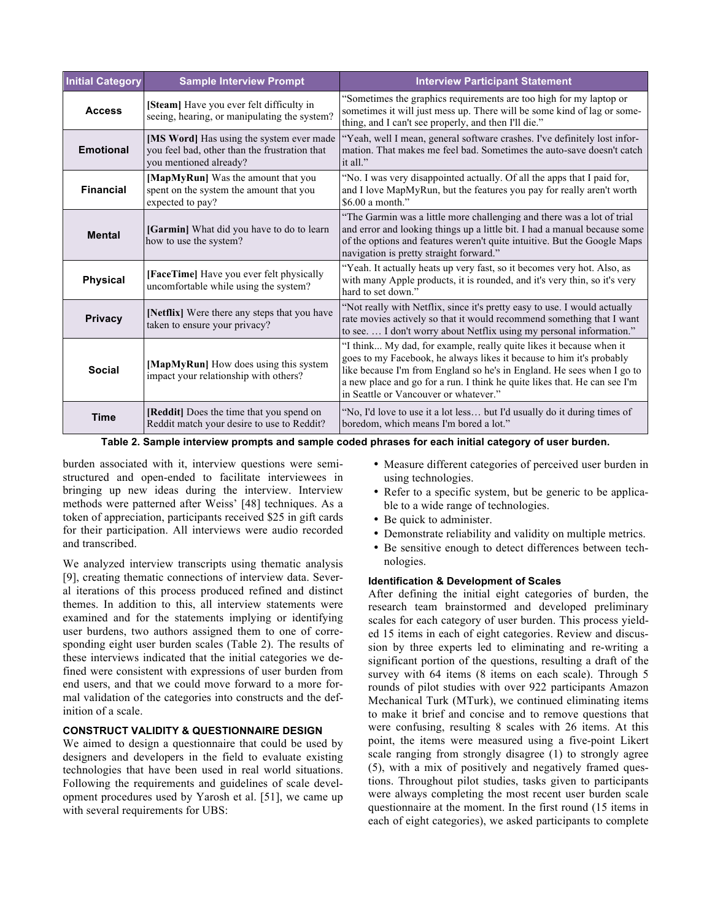| Initial Category | Sample Interview Prompt | Interview Participant Statement |
|---|---|---|
| **Access** | **[Steam]** Have you ever felt difficulty in seeing, hearing, or manipulating the system? | "Sometimes the graphics requirements are too high for my laptop or sometimes it will just mess up. There will be some kind of lag or something, and I can't see properly, and then I'll die." |
| **Emotional** | **[MS Word]** Has using the system ever made you feel bad, other than the frustration that you mentioned already? | "Yeah, well I mean, general software crashes. I've definitely lost information. That makes me feel bad. Sometimes the auto-save doesn't catch it all." |
| **Financial** | **[MapMyRun]** Was the amount that you spent on the system the amount that you expected to pay? | "No. I was very disappointed actually. Of all the apps that I paid for, and I love MapMyRun, but the features you pay for really aren't worth $6.00 a month." |
| **Mental** | **[Garmin]** What did you have to do to learn how to use the system? | "The Garmin was a little more challenging and there was a lot of trial and error and looking things up a little bit. I had a manual because some of the options and features weren't quite intuitive. But the Google Maps navigation is pretty straight forward." |
| **Physical** | **[FaceTime]** Have you ever felt physically uncomfortable while using the system? | "Yeah. It actually heats up very fast, so it becomes very hot. Also, as with many Apple products, it is rounded, and it's very thin, so it's very hard to set down." |
| **Privacy** | **[Netflix]** Were there any steps that you have taken to ensure your privacy? | "Not really with Netflix, since it's pretty easy to use. I would actually rate movies actively so that it would recommend something that I want to see. … I don't worry about Netflix using my personal information." |
| **Social** | **[MapMyRun]** How does using this system impact your relationship with others? | "I think... My dad, for example, really quite likes it because when it goes to my Facebook, he always likes it because to him it's probably like because I'm from England so he's in England. He sees when I go to a new place and go for a run. I think he quite likes that. He can see I'm in Seattle or Vancouver or whatever." |
| **Time** | **[Reddit]** Does the time that you spend on Reddit match your desire to use to Reddit? | "No, I'd love to use it a lot less… but I'd usually do it during times of boredom, which means I'm bored a lot." |

**Table 2. Sample interview prompts and sample coded phrases for each initial category of user burden.**

burden associated with it, interview questions were semi-structured and open-ended to facilitate interviewees in bringing up new ideas during the interview. Interview methods were patterned after Weiss' [48] techniques. As a token of appreciation, participants received $25 in gift cards for their participation. All interviews were audio recorded and transcribed.

We analyzed interview transcripts using thematic analysis [9], creating thematic connections of interview data. Several iterations of this process produced refined and distinct themes. In addition to this, all interview statements were examined and for the statements implying or identifying user burdens, two authors assigned them to one of corresponding eight user burden scales (Table 2). The results of these interviews indicated that the initial categories we defined were consistent with expressions of user burden from end users, and that we could move forward to a more formal validation of the categories into constructs and the definition of a scale.

### CONSTRUCT VALIDITY & QUESTIONNAIRE DESIGN

We aimed to design a questionnaire that could be used by designers and developers in the field to evaluate existing technologies that have been used in real world situations. Following the requirements and guidelines of scale development procedures used by Yarosh et al. [51], we came up with several requirements for UBS:

- Measure different categories of perceived user burden in using technologies.
- Refer to a specific system, but be generic to be applicable to a wide range of technologies.
- Be quick to administer.
- Demonstrate reliability and validity on multiple metrics.
- Be sensitive enough to detect differences between technologies.

#### Identification & Development of Scales

After defining the initial eight categories of burden, the research team brainstormed and developed preliminary scales for each category of user burden. This process yielded 15 items in each of eight categories. Review and discussion by three experts led to eliminating and re-writing a significant portion of the questions, resulting a draft of the survey with 64 items (8 items on each scale). Through 5 rounds of pilot studies with over 922 participants Amazon Mechanical Turk (MTurk), we continued eliminating items to make it brief and concise and to remove questions that were confusing, resulting 8 scales with 26 items. At this point, the items were measured using a five-point Likert scale ranging from strongly disagree (1) to strongly agree (5), with a mix of positively and negatively framed questions. Throughout pilot studies, tasks given to participants were always completing the most recent user burden scale questionnaire at the moment. In the first round (15 items in each of eight categories), we asked participants to complete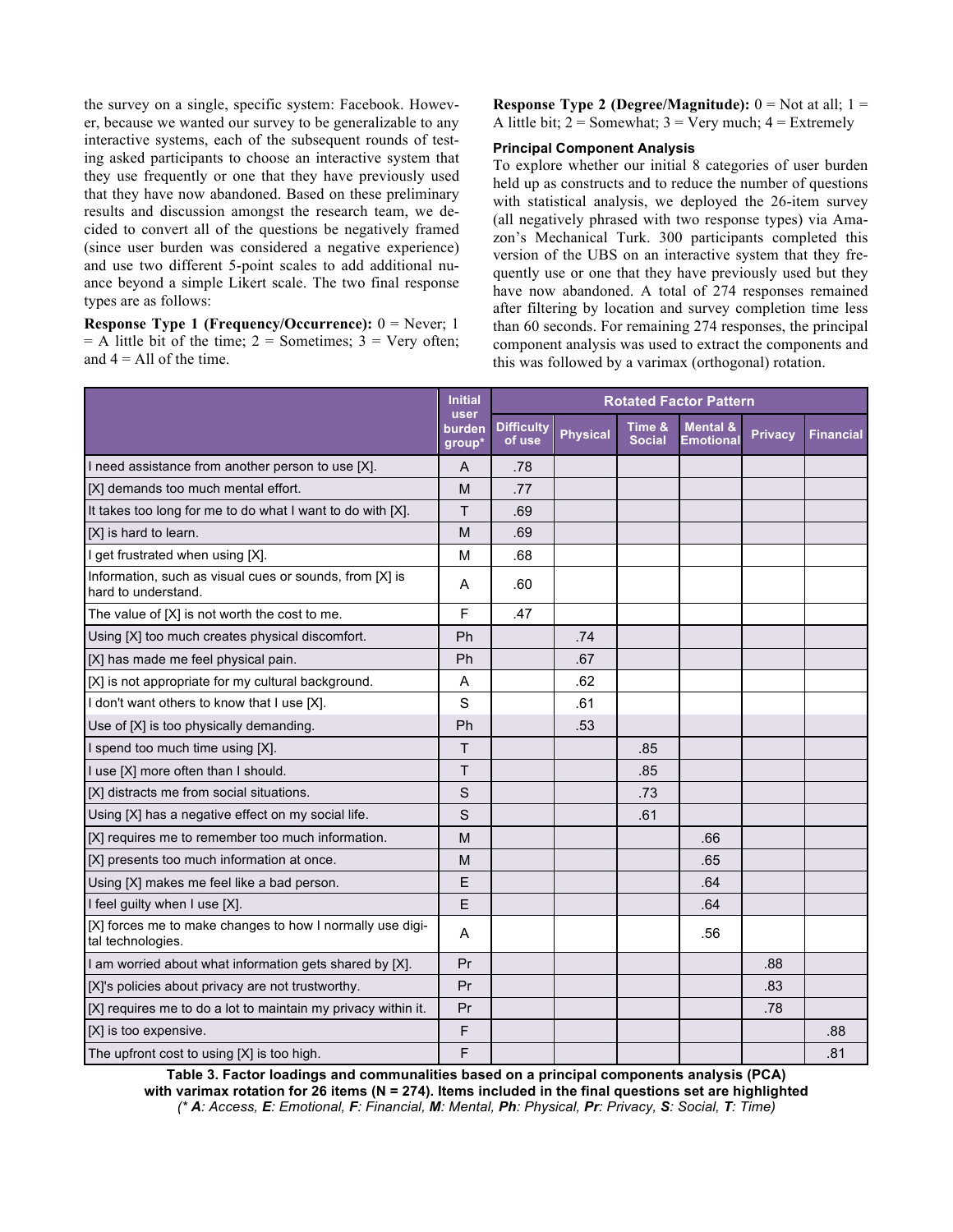the survey on a single, specific system: Facebook. However, because we wanted our survey to be generalizable to any interactive systems, each of the subsequent rounds of testing asked participants to choose an interactive system that they use frequently or one that they have previously used that they have now abandoned. Based on these preliminary results and discussion amongst the research team, we decided to convert all of the questions be negatively framed (since user burden was considered a negative experience) and use two different 5-point scales to add additional nuance beyond a simple Likert scale. The two final response types are as follows:

**Response Type 1 (Frequency/Occurrence):** 0 = Never; 1 = A little bit of the time; 2 = Sometimes; 3 = Very often; and 4 = All of the time.

**Response Type 2 (Degree/Magnitude):** 0 = Not at all; 1 = A little bit; 2 = Somewhat; 3 = Very much; 4 = Extremely

### Principal Component Analysis

To explore whether our initial 8 categories of user burden held up as constructs and to reduce the number of questions with statistical analysis, we deployed the 26-item survey (all negatively phrased with two response types) via Amazon's Mechanical Turk. 300 participants completed this version of the UBS on an interactive system that they frequently use or one that they have previously used but they have now abandoned. A total of 274 responses remained after filtering by location and survey completion time less than 60 seconds. For remaining 274 responses, the principal component analysis was used to extract the components and this was followed by a varimax (orthogonal) rotation.

| | Initial user burden group* | Rotated Factor Pattern | | | | | |
|---|---|---|---|---|---|---|---|
| | | Difficulty of use | Physical | Time & Social | Mental & Emotional | Privacy | Financial |
| I need assistance from another person to use [X]. | A | .78 | | | | | |
| [X] demands too much mental effort. | M | .77 | | | | | |
| It takes too long for me to do what I want to do with [X]. | T | .69 | | | | | |
| [X] is hard to learn. | M | .69 | | | | | |
| I get frustrated when using [X]. | M | .68 | | | | | |
| Information, such as visual cues or sounds, from [X] is hard to understand. | A | .60 | | | | | |
| The value of [X] is not worth the cost to me. | F | .47 | | | | | |
| Using [X] too much creates physical discomfort. | Ph | | .74 | | | | |
| [X] has made me feel physical pain. | Ph | | .67 | | | | |
| [X] is not appropriate for my cultural background. | A | | .62 | | | | |
| I don't want others to know that I use [X]. | S | | .61 | | | | |
| Use of [X] is too physically demanding. | Ph | | .53 | | | | |
| I spend too much time using [X]. | T | | | .85 | | | |
| I use [X] more often than I should. | T | | | .85 | | | |
| [X] distracts me from social situations. | S | | | .73 | | | |
| Using [X] has a negative effect on my social life. | S | | | .61 | | | |
| [X] requires me to remember too much information. | M | | | | .66 | | |
| [X] presents too much information at once. | M | | | | .65 | | |
| Using [X] makes me feel like a bad person. | E | | | | .64 | | |
| I feel guilty when I use [X]. | E | | | | .64 | | |
| [X] forces me to make changes to how I normally use digital technologies. | A | | | | .56 | | |
| I am worried about what information gets shared by [X]. | Pr | | | | | .88 | |
| [X]'s policies about privacy are not trustworthy. | Pr | | | | | .83 | |
| [X] requires me to do a lot to maintain my privacy within it. | Pr | | | | | .78 | |
| [X] is too expensive. | F | | | | | | .88 |
| The upfront cost to using [X] is too high. | F | | | | | | .81 |

**Table 3. Factor loadings and communalities based on a principal components analysis (PCA) with varimax rotation for 26 items (N = 274). Items included in the final questions set are highlighted**
*(* **A**: Access, **E**: Emotional, **F**: Financial, **M**: Mental, **Ph**: Physical, **Pr**: Privacy, **S**: Social, **T**: Time)*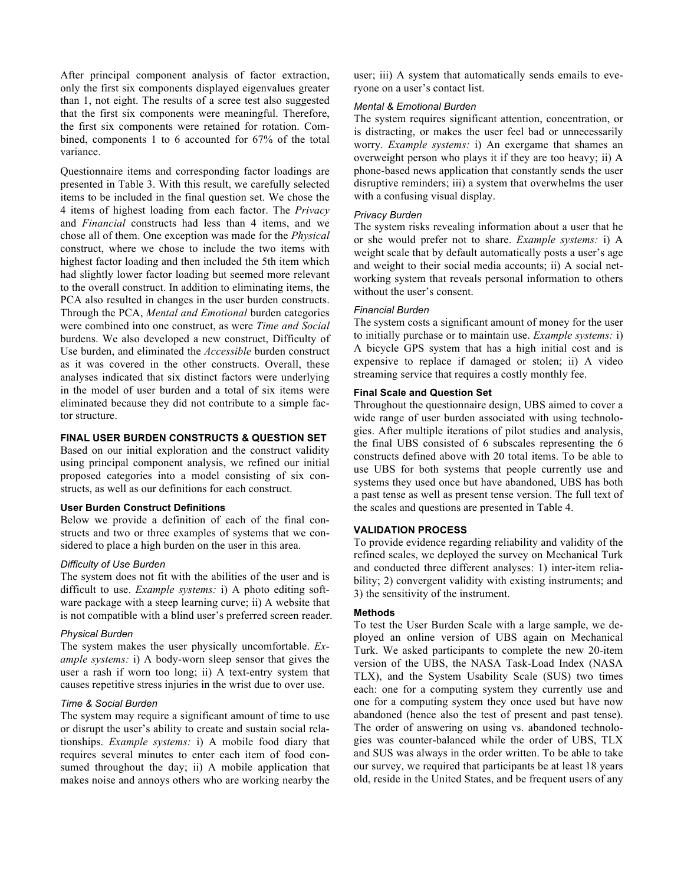After principal component analysis of factor extraction, only the first six components displayed eigenvalues greater than 1, not eight. The results of a scree test also suggested that the first six components were meaningful. Therefore, the first six components were retained for rotation. Combined, components 1 to 6 accounted for 67% of the total variance.

Questionnaire items and corresponding factor loadings are presented in Table 3. With this result, we carefully selected items to be included in the final question set. We chose the 4 items of highest loading from each factor. The *Privacy* and *Financial* constructs had less than 4 items, and we chose all of them. One exception was made for the *Physical* construct, where we chose to include the two items with highest factor loading and then included the 5th item which had slightly lower factor loading but seemed more relevant to the overall construct. In addition to eliminating items, the PCA also resulted in changes in the user burden constructs. Through the PCA, *Mental and Emotional* burden categories were combined into one construct, as were *Time and Social* burdens. We also developed a new construct, Difficulty of Use burden, and eliminated the *Accessible* burden construct as it was covered in the other constructs. Overall, these analyses indicated that six distinct factors were underlying in the model of user burden and a total of six items were eliminated because they did not contribute to a simple factor structure.

## FINAL USER BURDEN CONSTRUCTS & QUESTION SET

Based on our initial exploration and the construct validity using principal component analysis, we refined our initial proposed categories into a model consisting of six constructs, as well as our definitions for each construct.

### User Burden Construct Definitions

Below we provide a definition of each of the final constructs and two or three examples of systems that we considered to place a high burden on the user in this area.

#### *Difficulty of Use Burden*

The system does not fit with the abilities of the user and is difficult to use. *Example systems:* i) A photo editing software package with a steep learning curve; ii) A website that is not compatible with a blind user's preferred screen reader.

#### *Physical Burden*

The system makes the user physically uncomfortable. *Example systems:* i) A body-worn sleep sensor that gives the user a rash if worn too long; ii) A text-entry system that causes repetitive stress injuries in the wrist due to over use.

#### *Time & Social Burden*

The system may require a significant amount of time to use or disrupt the user's ability to create and sustain social relationships. *Example systems:* i) A mobile food diary that requires several minutes to enter each item of food consumed throughout the day; ii) A mobile application that makes noise and annoys others who are working nearby the user; iii) A system that automatically sends emails to everyone on a user's contact list.

#### *Mental & Emotional Burden*

The system requires significant attention, concentration, or is distracting, or makes the user feel bad or unnecessarily worry. *Example systems:* i) An exergame that shames an overweight person who plays it if they are too heavy; ii) A phone-based news application that constantly sends the user disruptive reminders; iii) a system that overwhelms the user with a confusing visual display.

#### *Privacy Burden*

The system risks revealing information about a user that he or she would prefer not to share. *Example systems:* i) A weight scale that by default automatically posts a user's age and weight to their social media accounts; ii) A social networking system that reveals personal information to others without the user's consent.

#### *Financial Burden*

The system costs a significant amount of money for the user to initially purchase or to maintain use. *Example systems:* i) A bicycle GPS system that has a high initial cost and is expensive to replace if damaged or stolen; ii) A video streaming service that requires a costly monthly fee.

### Final Scale and Question Set

Throughout the questionnaire design, UBS aimed to cover a wide range of user burden associated with using technologies. After multiple iterations of pilot studies and analysis, the final UBS consisted of 6 subscales representing the 6 constructs defined above with 20 total items. To be able to use UBS for both systems that people currently use and systems they used once but have abandoned, UBS has both a past tense as well as present tense version. The full text of the scales and questions are presented in Table 4.

## VALIDATION PROCESS

To provide evidence regarding reliability and validity of the refined scales, we deployed the survey on Mechanical Turk and conducted three different analyses: 1) inter-item reliability; 2) convergent validity with existing instruments; and 3) the sensitivity of the instrument.

### Methods

To test the User Burden Scale with a large sample, we deployed an online version of UBS again on Mechanical Turk. We asked participants to complete the new 20-item version of the UBS, the NASA Task-Load Index (NASA TLX), and the System Usability Scale (SUS) two times each: one for a computing system they currently use and one for a computing system they once used but have now abandoned (hence also the test of present and past tense). The order of answering on using vs. abandoned technologies was counter-balanced while the order of UBS, TLX and SUS was always in the order written. To be able to take our survey, we required that participants be at least 18 years old, reside in the United States, and be frequent users of any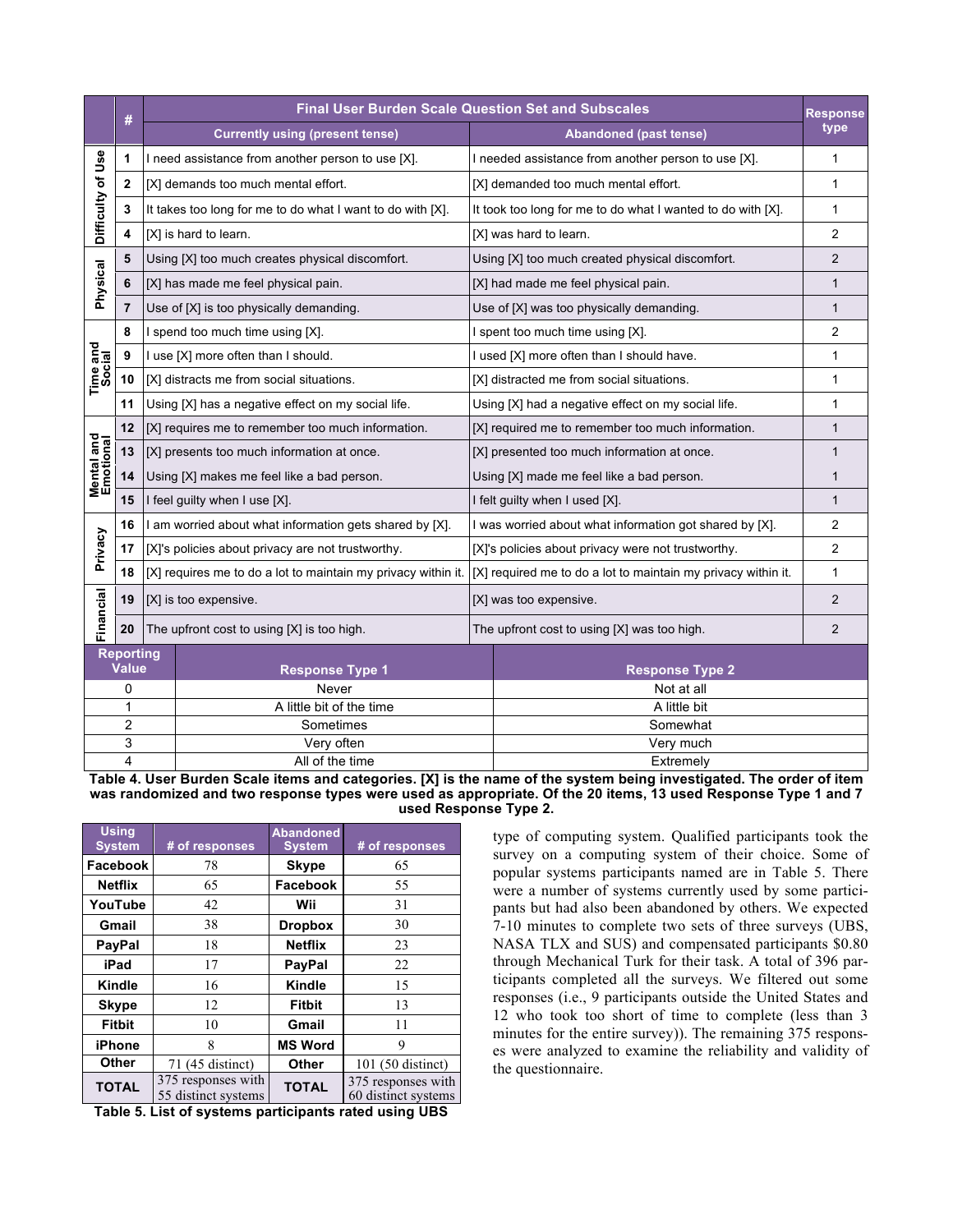| | # | Final User Burden Scale Question Set and Subscales | | Response type |
|---|---|---|---|---|
| | | Currently using (present tense) | Abandoned (past tense) | |
| Difficulty of Use | 1 | I need assistance from another person to use [X]. | I needed assistance from another person to use [X]. | 1 |
| | 2 | [X] demands too much mental effort. | [X] demanded too much mental effort. | 1 |
| | 3 | It takes too long for me to do what I want to do with [X]. | It took too long for me to do what I wanted to do with [X]. | 1 |
| | 4 | [X] is hard to learn. | [X] was hard to learn. | 2 |
| Physical | 5 | Using [X] too much creates physical discomfort. | Using [X] too much created physical discomfort. | 2 |
| | 6 | [X] has made me feel physical pain. | [X] had made me feel physical pain. | 1 |
| | 7 | Use of [X] is too physically demanding. | Use of [X] was too physically demanding. | 1 |
| Time and Social | 8 | I spend too much time using [X]. | I spent too much time using [X]. | 2 |
| | 9 | I use [X] more often than I should. | I used [X] more often than I should have. | 1 |
| | 10 | [X] distracts me from social situations. | [X] distracted me from social situations. | 1 |
| | 11 | Using [X] has a negative effect on my social life. | Using [X] had a negative effect on my social life. | 1 |
| Mental and Emotional | 12 | [X] requires me to remember too much information. | [X] required me to remember too much information. | 1 |
| | 13 | [X] presents too much information at once. | [X] presented too much information at once. | 1 |
| | 14 | Using [X] makes me feel like a bad person. | Using [X] made me feel like a bad person. | 1 |
| | 15 | I feel guilty when I use [X]. | I felt guilty when I used [X]. | 1 |
| Privacy | 16 | I am worried about what information gets shared by [X]. | I was worried about what information got shared by [X]. | 2 |
| | 17 | [X]'s policies about privacy are not trustworthy. | [X]'s policies about privacy were not trustworthy. | 2 |
| | 18 | [X] requires me to do a lot to maintain my privacy within it. | [X] required me to do a lot to maintain my privacy within it. | 1 |
| Financial | 19 | [X] is too expensive. | [X] was too expensive. | 2 |
| | 20 | The upfront cost to using [X] is too high. | The upfront cost to using [X] was too high. | 2 |

| Reporting Value | Response Type 1 | Response Type 2 |
|---|---|---|
| 0 | Never | Not at all |
| 1 | A little bit of the time | A little bit |
| 2 | Sometimes | Somewhat |
| 3 | Very often | Very much |
| 4 | All of the time | Extremely |

**Table 4. User Burden Scale items and categories. [X] is the name of the system being investigated. The order of item was randomized and two response types were used as appropriate. Of the 20 items, 13 used Response Type 1 and 7 used Response Type 2.**

| Using System | # of responses | Abandoned System | # of responses |
|---|---|---|---|
| Facebook | 78 | Skype | 65 |
| Netflix | 65 | Facebook | 55 |
| YouTube | 42 | Wii | 31 |
| Gmail | 38 | Dropbox | 30 |
| PayPal | 18 | Netflix | 23 |
| iPad | 17 | PayPal | 22 |
| Kindle | 16 | Kindle | 15 |
| Skype | 12 | Fitbit | 13 |
| Fitbit | 10 | Gmail | 11 |
| iPhone | 8 | MS Word | 9 |
| Other | 71 (45 distinct) | Other | 101 (50 distinct) |
| TOTAL | 375 responses with 55 distinct systems | TOTAL | 375 responses with 60 distinct systems |

**Table 5. List of systems participants rated using UBS**

type of computing system. Qualified participants took the survey on a computing system of their choice. Some of popular systems participants named are in Table 5. There were a number of systems currently used by some participants but had also been abandoned by others. We expected 7-10 minutes to complete two sets of three surveys (UBS, NASA TLX and SUS) and compensated participants $0.80 through Mechanical Turk for their task. A total of 396 participants completed all the surveys. We filtered out some responses (i.e., 9 participants outside the United States and 12 who took too short of time to complete (less than 3 minutes for the entire survey)). The remaining 375 responses were analyzed to examine the reliability and validity of the questionnaire.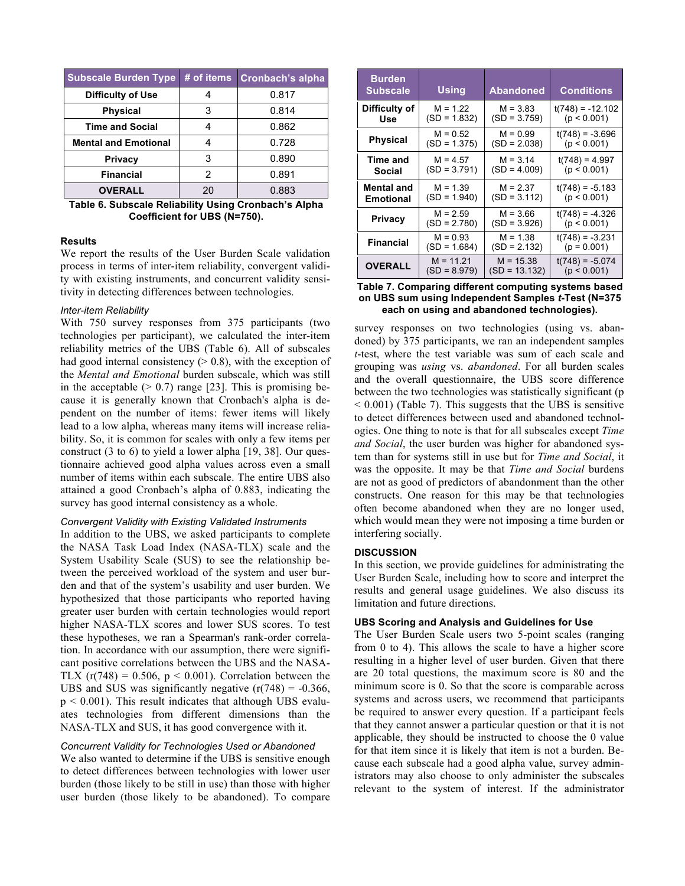| Subscale Burden Type | # of items | Cronbach's alpha |
|---|---|---|
| **Difficulty of Use** | 4 | 0.817 |
| **Physical** | 3 | 0.814 |
| **Time and Social** | 4 | 0.862 |
| **Mental and Emotional** | 4 | 0.728 |
| **Privacy** | 3 | 0.890 |
| **Financial** | 2 | 0.891 |
| **OVERALL** | 20 | 0.883 |

**Table 6. Subscale Reliability Using Cronbach's Alpha Coefficient for UBS (N=750).**

### Results

We report the results of the User Burden Scale validation process in terms of inter-item reliability, convergent validity with existing instruments, and concurrent validity sensitivity in detecting differences between technologies.

*Inter-item Reliability*

With 750 survey responses from 375 participants (two technologies per participant), we calculated the inter-item reliability metrics of the UBS (Table 6). All of subscales had good internal consistency (> 0.8), with the exception of the *Mental and Emotional* burden subscale, which was still in the acceptable (> 0.7) range [23]. This is promising because it is generally known that Cronbach's alpha is dependent on the number of items: fewer items will likely lead to a low alpha, whereas many items will increase reliability. So, it is common for scales with only a few items per construct (3 to 6) to yield a lower alpha [19, 38]. Our questionnaire achieved good alpha values across even a small number of items within each subscale. The entire UBS also attained a good Cronbach's alpha of 0.883, indicating the survey has good internal consistency as a whole.

*Convergent Validity with Existing Validated Instruments*

In addition to the UBS, we asked participants to complete the NASA Task Load Index (NASA-TLX) scale and the System Usability Scale (SUS) to see the relationship between the perceived workload of the system and user burden and that of the system's usability and user burden. We hypothesized that those participants who reported having greater user burden with certain technologies would report higher NASA-TLX scores and lower SUS scores. To test these hypotheses, we ran a Spearman's rank-order correlation. In accordance with our assumption, there were significant positive correlations between the UBS and the NASA-TLX ($r(748) = 0.506$, $p < 0.001$). Correlation between the UBS and SUS was significantly negative ($r(748) = -0.366$, $p < 0.001$). This result indicates that although UBS evaluates technologies from different dimensions than the NASA-TLX and SUS, it has good convergence with it.

*Concurrent Validity for Technologies Used or Abandoned*

We also wanted to determine if the UBS is sensitive enough to detect differences between technologies with lower user burden (those likely to be still in use) than those with higher user burden (those likely to be abandoned). To compare survey responses on two technologies (using vs. abandoned) by 375 participants, we ran an independent samples *t*-test, where the test variable was sum of each scale and grouping was *using* vs. *abandoned*. For all burden scales and the overall questionnaire, the UBS score difference between the two technologies was statistically significant ($p < 0.001$) (Table 7). This suggests that the UBS is sensitive to detect differences between used and abandoned technologies. One thing to note is that for all subscales except *Time and Social*, the user burden was higher for abandoned system than for systems still in use but for *Time and Social*, it was the opposite. It may be that *Time and Social* burdens are not as good of predictors of abandonment than the other constructs. One reason for this may be that technologies often become abandoned when they are no longer used, which would mean they were not imposing a time burden or interfering socially.

| Burden Subscale | Using | Abandoned | Conditions |
|---|---|---|---|
| **Difficulty of Use** | M = 1.22 (SD = 1.832) | M = 3.83 (SD = 3.759) | $t(748) = -12.102$ ($p < 0.001$) |
| **Physical** | M = 0.52 (SD = 1.375) | M = 0.99 (SD = 2.038) | $t(748) = -3.696$ ($p < 0.001$) |
| **Time and Social** | M = 4.57 (SD = 3.791) | M = 3.14 (SD = 4.009) | $t(748) = 4.997$ ($p < 0.001$) |
| **Mental and Emotional** | M = 1.39 (SD = 1.940) | M = 2.37 (SD = 3.112) | $t(748) = -5.183$ ($p < 0.001$) |
| **Privacy** | M = 2.59 (SD = 2.780) | M = 3.66 (SD = 3.926) | $t(748) = -4.326$ ($p < 0.001$) |
| **Financial** | M = 0.93 (SD = 1.684) | M = 1.38 (SD = 2.132) | $t(748) = -3.231$ ($p = 0.001$) |
| **OVERALL** | M = 11.21 (SD = 8.979) | M = 15.38 (SD = 13.132) | $t(748) = -5.074$ ($p < 0.001$) |

**Table 7. Comparing different computing systems based on UBS sum using Independent Samples *t*-Test (N=375 each on using and abandoned technologies).**

## DISCUSSION

In this section, we provide guidelines for administrating the User Burden Scale, including how to score and interpret the results and general usage guidelines. We also discuss its limitation and future directions.

### UBS Scoring and Analysis and Guidelines for Use

The User Burden Scale users two 5-point scales (ranging from 0 to 4). This allows the scale to have a higher score resulting in a higher level of user burden. Given that there are 20 total questions, the maximum score is 80 and the minimum score is 0. So that the score is comparable across systems and across users, we recommend that participants be required to answer every question. If a participant feels that they cannot answer a particular question or that it is not applicable, they should be instructed to choose the 0 value for that item since it is likely that item is not a burden. Because each subscale had a good alpha value, survey administrators may also choose to only administer the subscales relevant to the system of interest. If the administrator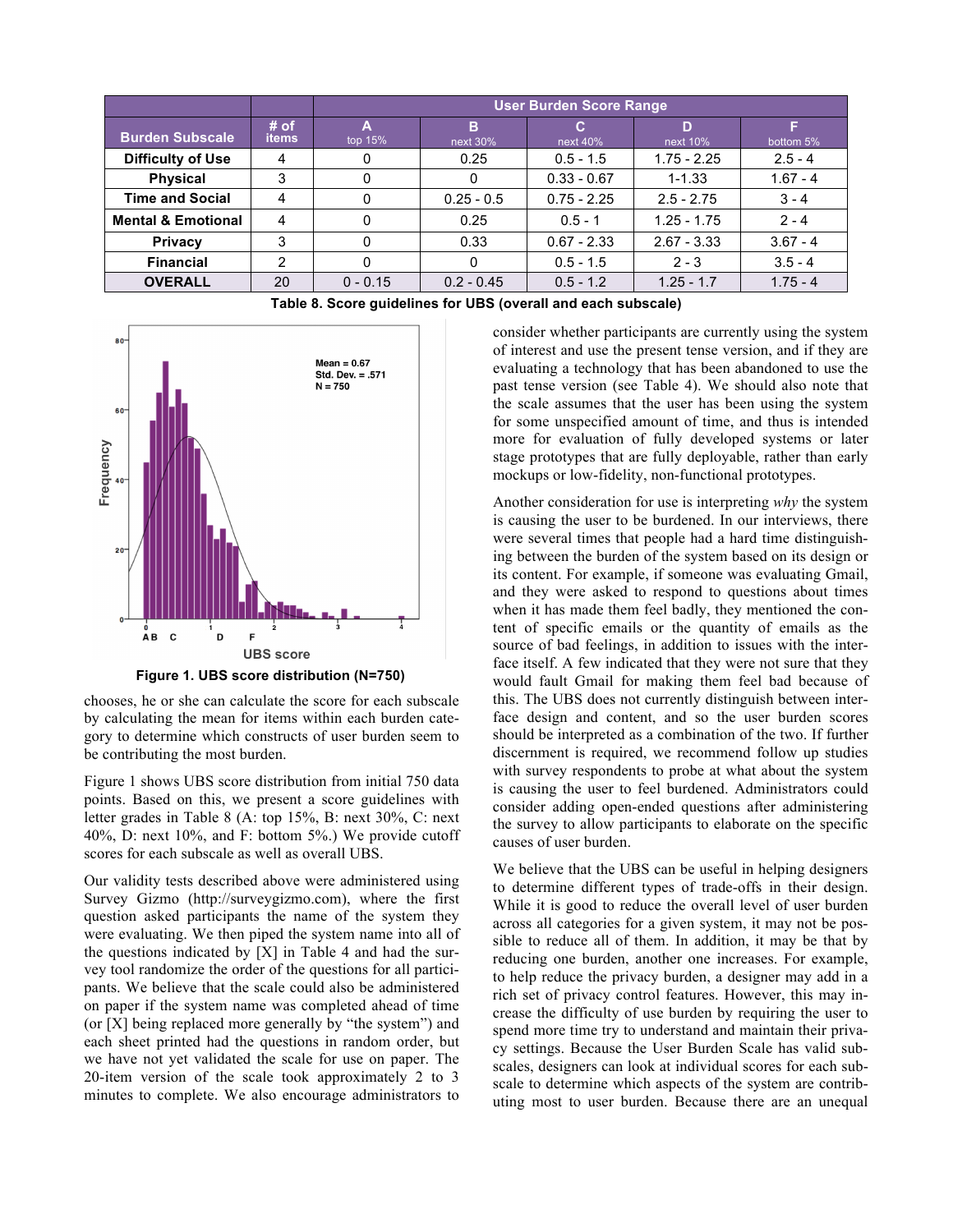| Burden Subscale | # of items | User Burden Score Range | | | | |
|---|---|---|---|---|---|---|
| | | A top 15% | B next 30% | C next 40% | D next 10% | F bottom 5% |
| Difficulty of Use | 4 | 0 | 0.25 | 0.5 - 1.5 | 1.75 - 2.25 | 2.5 - 4 |
| Physical | 3 | 0 | 0 | 0.33 - 0.67 | 1-1.33 | 1.67 - 4 |
| Time and Social | 4 | 0 | 0.25 - 0.5 | 0.75 - 2.25 | 2.5 - 2.75 | 3 - 4 |
| Mental & Emotional | 4 | 0 | 0.25 | 0.5 - 1 | 1.25 - 1.75 | 2 - 4 |
| Privacy | 3 | 0 | 0.33 | 0.67 - 2.33 | 2.67 - 3.33 | 3.67 - 4 |
| Financial | 2 | 0 | 0 | 0.5 - 1.5 | 2 - 3 | 3.5 - 4 |
| OVERALL | 20 | 0 - 0.15 | 0.2 - 0.45 | 0.5 - 1.2 | 1.25 - 1.7 | 1.75 - 4 |

**Table 8. Score guidelines for UBS (overall and each subscale)**

**Figure 1. UBS score distribution (N=750)**

chooses, he or she can calculate the score for each subscale by calculating the mean for items within each burden category to determine which constructs of user burden seem to be contributing the most burden.

Figure 1 shows UBS score distribution from initial 750 data points. Based on this, we present a score guidelines with letter grades in Table 8 (A: top 15%, B: next 30%, C: next 40%, D: next 10%, and F: bottom 5%.) We provide cutoff scores for each subscale as well as overall UBS.

Our validity tests described above were administered using Survey Gizmo (http://surveygizmo.com), where the first question asked participants the name of the system they were evaluating. We then piped the system name into all of the questions indicated by [X] in Table 4 and had the survey tool randomize the order of the questions for all participants. We believe that the scale could also be administered on paper if the system name was completed ahead of time (or [X] being replaced more generally by "the system") and each sheet printed had the questions in random order, but we have not yet validated the scale for use on paper. The 20-item version of the scale took approximately 2 to 3 minutes to complete. We also encourage administrators to consider whether participants are currently using the system of interest and use the present tense version, and if they are evaluating a technology that has been abandoned to use the past tense version (see Table 4). We should also note that the scale assumes that the user has been using the system for some unspecified amount of time, and thus is intended more for evaluation of fully developed systems or later stage prototypes that are fully deployable, rather than early mockups or low-fidelity, non-functional prototypes.

Another consideration for use is interpreting *why* the system is causing the user to be burdened. In our interviews, there were several times that people had a hard time distinguishing between the burden of the system based on its design or its content. For example, if someone was evaluating Gmail, and they were asked to respond to questions about times when it has made them feel badly, they mentioned the content of specific emails or the quantity of emails as the source of bad feelings, in addition to issues with the interface itself. A few indicated that they were not sure that they would fault Gmail for making them feel bad because of this. The UBS does not currently distinguish between interface design and content, and so the user burden scores should be interpreted as a combination of the two. If further discernment is required, we recommend follow up studies with survey respondents to probe at what about the system is causing the user to feel burdened. Administrators could consider adding open-ended questions after administering the survey to allow participants to elaborate on the specific causes of user burden.

We believe that the UBS can be useful in helping designers to determine different types of trade-offs in their design. While it is good to reduce the overall level of user burden across all categories for a given system, it may not be possible to reduce all of them. In addition, it may be that by reducing one burden, another one increases. For example, to help reduce the privacy burden, a designer may add in a rich set of privacy control features. However, this may increase the difficulty of use burden by requiring the user to spend more time try to understand and maintain their privacy settings. Because the User Burden Scale has valid subscales, designers can look at individual scores for each subscale to determine which aspects of the system are contributing most to user burden. Because there are an unequal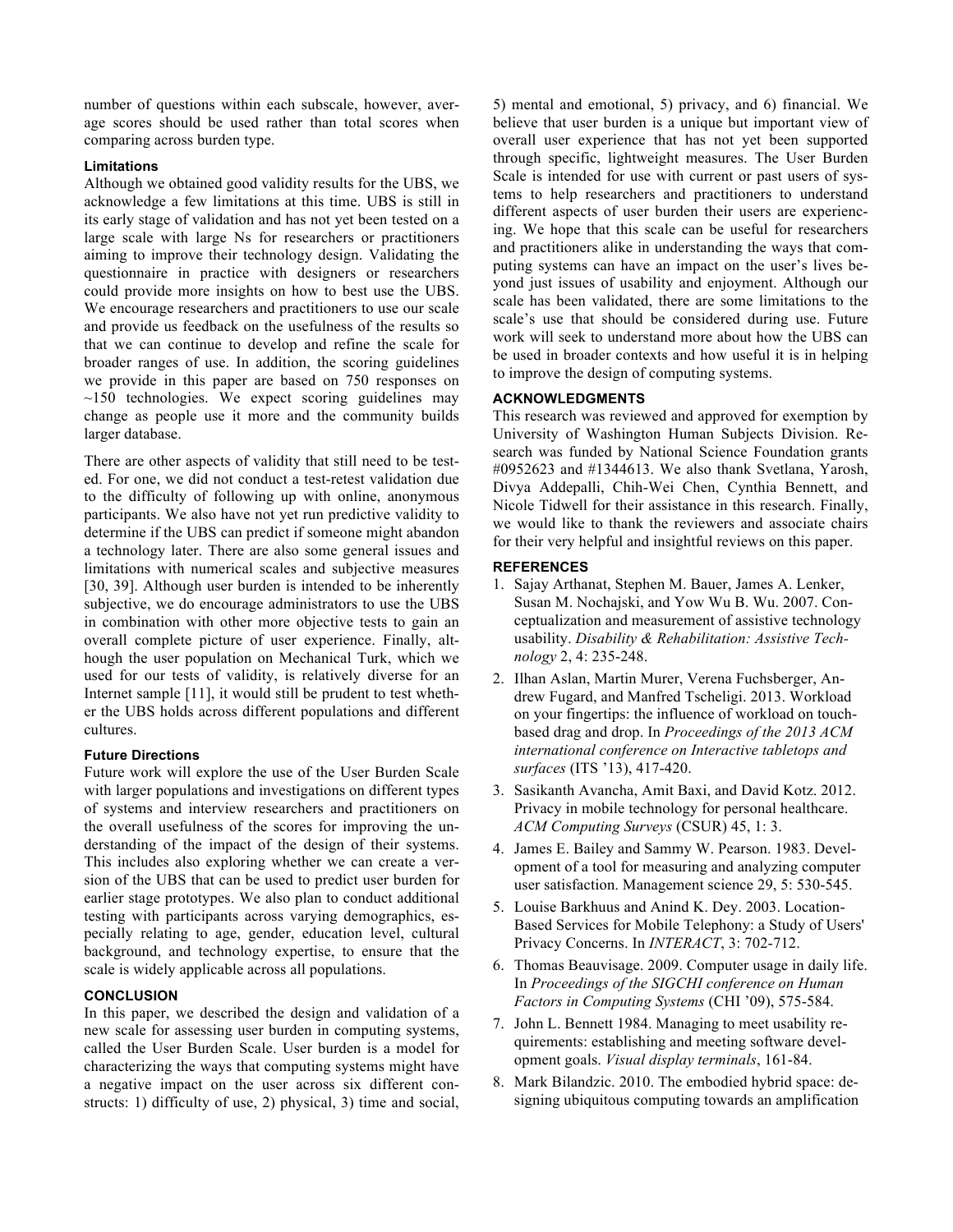number of questions within each subscale, however, average scores should be used rather than total scores when comparing across burden type.

### Limitations

Although we obtained good validity results for the UBS, we acknowledge a few limitations at this time. UBS is still in its early stage of validation and has not yet been tested on a large scale with large Ns for researchers or practitioners aiming to improve their technology design. Validating the questionnaire in practice with designers or researchers could provide more insights on how to best use the UBS. We encourage researchers and practitioners to use our scale and provide us feedback on the usefulness of the results so that we can continue to develop and refine the scale for broader ranges of use. In addition, the scoring guidelines we provide in this paper are based on 750 responses on ~150 technologies. We expect scoring guidelines may change as people use it more and the community builds larger database.

There are other aspects of validity that still need to be tested. For one, we did not conduct a test-retest validation due to the difficulty of following up with online, anonymous participants. We also have not yet run predictive validity to determine if the UBS can predict if someone might abandon a technology later. There are also some general issues and limitations with numerical scales and subjective measures [30, 39]. Although user burden is intended to be inherently subjective, we do encourage administrators to use the UBS in combination with other more objective tests to gain an overall complete picture of user experience. Finally, although the user population on Mechanical Turk, which we used for our tests of validity, is relatively diverse for an Internet sample [11], it would still be prudent to test whether the UBS holds across different populations and different cultures.

### Future Directions

Future work will explore the use of the User Burden Scale with larger populations and investigations on different types of systems and interview researchers and practitioners on the overall usefulness of the scores for improving the understanding of the impact of the design of their systems. This includes also exploring whether we can create a version of the UBS that can be used to predict user burden for earlier stage prototypes. We also plan to conduct additional testing with participants across varying demographics, especially relating to age, gender, education level, cultural background, and technology expertise, to ensure that the scale is widely applicable across all populations.

## CONCLUSION

In this paper, we described the design and validation of a new scale for assessing user burden in computing systems, called the User Burden Scale. User burden is a model for characterizing the ways that computing systems might have a negative impact on the user across six different constructs: 1) difficulty of use, 2) physical, 3) time and social, 5) mental and emotional, 5) privacy, and 6) financial. We believe that user burden is a unique but important view of overall user experience that has not yet been supported through specific, lightweight measures. The User Burden Scale is intended for use with current or past users of systems to help researchers and practitioners to understand different aspects of user burden their users are experiencing. We hope that this scale can be useful for researchers and practitioners alike in understanding the ways that computing systems can have an impact on the user's lives beyond just issues of usability and enjoyment. Although our scale has been validated, there are some limitations to the scale's use that should be considered during use. Future work will seek to understand more about how the UBS can be used in broader contexts and how useful it is in helping to improve the design of computing systems.

## ACKNOWLEDGMENTS

This research was reviewed and approved for exemption by University of Washington Human Subjects Division. Research was funded by National Science Foundation grants #0952623 and #1344613. We also thank Svetlana, Yarosh, Divya Addepalli, Chih-Wei Chen, Cynthia Bennett, and Nicole Tidwell for their assistance in this research. Finally, we would like to thank the reviewers and associate chairs for their very helpful and insightful reviews on this paper.

## REFERENCES

1. Sajay Arthanat, Stephen M. Bauer, James A. Lenker, Susan M. Nochajski, and Yow Wu B. Wu. 2007. Conceptualization and measurement of assistive technology usability. *Disability & Rehabilitation: Assistive Technology* 2, 4: 235-248.
2. Ilhan Aslan, Martin Murer, Verena Fuchsberger, Andrew Fugard, and Manfred Tscheligi. 2013. Workload on your fingertips: the influence of workload on touch-based drag and drop. In *Proceedings of the 2013 ACM international conference on Interactive tabletops and surfaces* (ITS '13), 417-420.
3. Sasikanth Avancha, Amit Baxi, and David Kotz. 2012. Privacy in mobile technology for personal healthcare. *ACM Computing Surveys* (CSUR) 45, 1: 3.
4. James E. Bailey and Sammy W. Pearson. 1983. Development of a tool for measuring and analyzing computer user satisfaction. Management science 29, 5: 530-545.
5. Louise Barkhuus and Anind K. Dey. 2003. Location-Based Services for Mobile Telephony: a Study of Users' Privacy Concerns. In *INTERACT*, 3: 702-712.
6. Thomas Beauvisage. 2009. Computer usage in daily life. In *Proceedings of the SIGCHI conference on Human Factors in Computing Systems* (CHI '09), 575-584.
7. John L. Bennett 1984. Managing to meet usability requirements: establishing and meeting software development goals. *Visual display terminals*, 161-84.
8. Mark Bilandzic. 2010. The embodied hybrid space: designing ubiquitous computing towards an amplification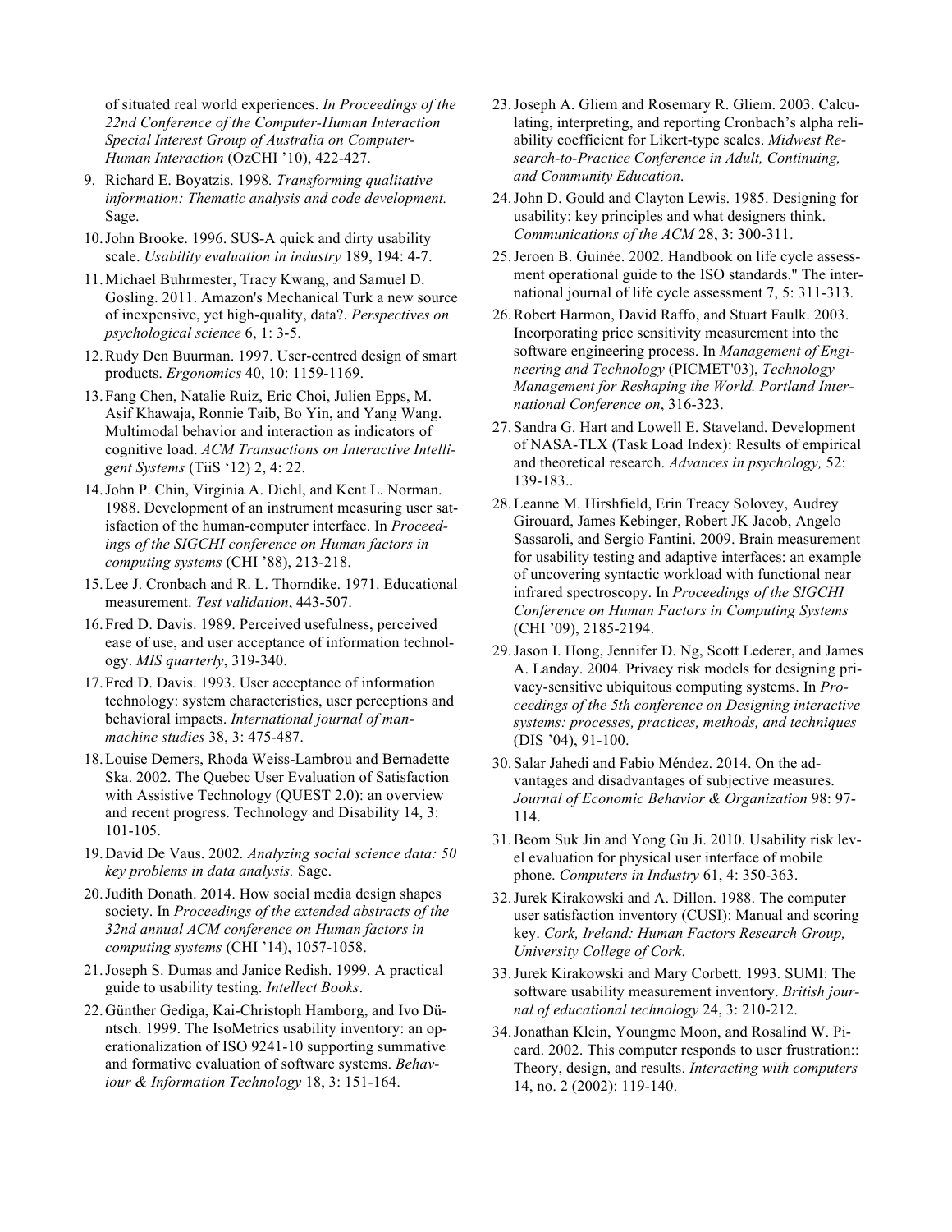of situated real world experiences. *In Proceedings of the 22nd Conference of the Computer-Human Interaction Special Interest Group of Australia on Computer-Human Interaction* (OzCHI '10), 422-427.

9. Richard E. Boyatzis. 1998. *Transforming qualitative information: Thematic analysis and code development.* Sage.
10. John Brooke. 1996. SUS-A quick and dirty usability scale. *Usability evaluation in industry* 189, 194: 4-7.
11. Michael Buhrmester, Tracy Kwang, and Samuel D. Gosling. 2011. Amazon's Mechanical Turk a new source of inexpensive, yet high-quality, data?. *Perspectives on psychological science* 6, 1: 3-5.
12. Rudy Den Buurman. 1997. User-centred design of smart products. *Ergonomics* 40, 10: 1159-1169.
13. Fang Chen, Natalie Ruiz, Eric Choi, Julien Epps, M. Asif Khawaja, Ronnie Taib, Bo Yin, and Yang Wang. Multimodal behavior and interaction as indicators of cognitive load. *ACM Transactions on Interactive Intelligent Systems* (TiiS '12) 2, 4: 22.
14. John P. Chin, Virginia A. Diehl, and Kent L. Norman. 1988. Development of an instrument measuring user satisfaction of the human-computer interface. In *Proceedings of the SIGCHI conference on Human factors in computing systems* (CHI '88), 213-218.
15. Lee J. Cronbach and R. L. Thorndike. 1971. Educational measurement. *Test validation*, 443-507.
16. Fred D. Davis. 1989. Perceived usefulness, perceived ease of use, and user acceptance of information technology. *MIS quarterly*, 319-340.
17. Fred D. Davis. 1993. User acceptance of information technology: system characteristics, user perceptions and behavioral impacts. *International journal of man-machine studies* 38, 3: 475-487.
18. Louise Demers, Rhoda Weiss-Lambrou and Bernadette Ska. 2002. The Quebec User Evaluation of Satisfaction with Assistive Technology (QUEST 2.0): an overview and recent progress. Technology and Disability 14, 3: 101-105.
19. David De Vaus. 2002. *Analyzing social science data: 50 key problems in data analysis.* Sage.
20. Judith Donath. 2014. How social media design shapes society. In *Proceedings of the extended abstracts of the 32nd annual ACM conference on Human factors in computing systems* (CHI '14), 1057-1058.
21. Joseph S. Dumas and Janice Redish. 1999. A practical guide to usability testing. *Intellect Books*.
22. Günther Gediga, Kai-Christoph Hamborg, and Ivo Düntsch. 1999. The IsoMetrics usability inventory: an operationalization of ISO 9241-10 supporting summative and formative evaluation of software systems. *Behaviour & Information Technology* 18, 3: 151-164.
23. Joseph A. Gliem and Rosemary R. Gliem. 2003. Calculating, interpreting, and reporting Cronbach's alpha reliability coefficient for Likert-type scales. *Midwest Research-to-Practice Conference in Adult, Continuing, and Community Education*.
24. John D. Gould and Clayton Lewis. 1985. Designing for usability: key principles and what designers think. *Communications of the ACM* 28, 3: 300-311.
25. Jeroen B. Guinée. 2002. Handbook on life cycle assessment operational guide to the ISO standards." The international journal of life cycle assessment 7, 5: 311-313.
26. Robert Harmon, David Raffo, and Stuart Faulk. 2003. Incorporating price sensitivity measurement into the software engineering process. In *Management of Engineering and Technology* (PICMET'03), *Technology Management for Reshaping the World. Portland International Conference on*, 316-323.
27. Sandra G. Hart and Lowell E. Staveland. Development of NASA-TLX (Task Load Index): Results of empirical and theoretical research. *Advances in psychology,* 52: 139-183..
28. Leanne M. Hirshfield, Erin Treacy Solovey, Audrey Girouard, James Kebinger, Robert JK Jacob, Angelo Sassaroli, and Sergio Fantini. 2009. Brain measurement for usability testing and adaptive interfaces: an example of uncovering syntactic workload with functional near infrared spectroscopy. In *Proceedings of the SIGCHI Conference on Human Factors in Computing Systems* (CHI '09), 2185-2194.
29. Jason I. Hong, Jennifer D. Ng, Scott Lederer, and James A. Landay. 2004. Privacy risk models for designing privacy-sensitive ubiquitous computing systems. In *Proceedings of the 5th conference on Designing interactive systems: processes, practices, methods, and techniques* (DIS '04), 91-100.
30. Salar Jahedi and Fabio Méndez. 2014. On the advantages and disadvantages of subjective measures. *Journal of Economic Behavior & Organization* 98: 97-114.
31. Beom Suk Jin and Yong Gu Ji. 2010. Usability risk level evaluation for physical user interface of mobile phone. *Computers in Industry* 61, 4: 350-363.
32. Jurek Kirakowski and A. Dillon. 1988. The computer user satisfaction inventory (CUSI): Manual and scoring key. *Cork, Ireland: Human Factors Research Group, University College of Cork*.
33. Jurek Kirakowski and Mary Corbett. 1993. SUMI: The software usability measurement inventory. *British journal of educational technology* 24, 3: 210-212.
34. Jonathan Klein, Youngme Moon, and Rosalind W. Picard. 2002. This computer responds to user frustration:: Theory, design, and results. *Interacting with computers* 14, no. 2 (2002): 119-140.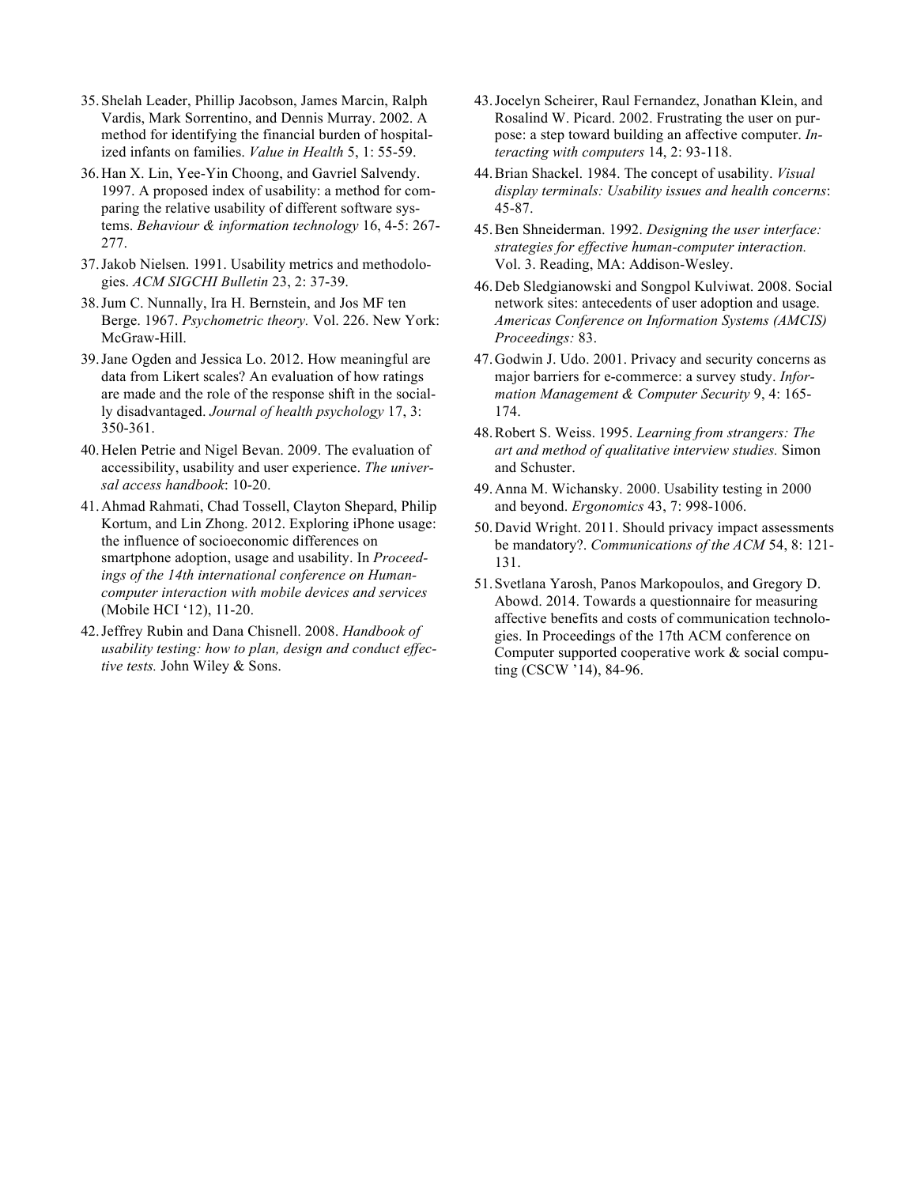35. Shelah Leader, Phillip Jacobson, James Marcin, Ralph Vardis, Mark Sorrentino, and Dennis Murray. 2002. A method for identifying the financial burden of hospitalized infants on families. *Value in Health* 5, 1: 55-59.
36. Han X. Lin, Yee-Yin Choong, and Gavriel Salvendy. 1997. A proposed index of usability: a method for comparing the relative usability of different software systems. *Behaviour & information technology* 16, 4-5: 267-277.
37. Jakob Nielsen. 1991. Usability metrics and methodologies. *ACM SIGCHI Bulletin* 23, 2: 37-39.
38. Jum C. Nunnally, Ira H. Bernstein, and Jos MF ten Berge. 1967. *Psychometric theory.* Vol. 226. New York: McGraw-Hill.
39. Jane Ogden and Jessica Lo. 2012. How meaningful are data from Likert scales? An evaluation of how ratings are made and the role of the response shift in the socially disadvantaged. *Journal of health psychology* 17, 3: 350-361.
40. Helen Petrie and Nigel Bevan. 2009. The evaluation of accessibility, usability and user experience. *The universal access handbook*: 10-20.
41. Ahmad Rahmati, Chad Tossell, Clayton Shepard, Philip Kortum, and Lin Zhong. 2012. Exploring iPhone usage: the influence of socioeconomic differences on smartphone adoption, usage and usability. In *Proceedings of the 14th international conference on Human-computer interaction with mobile devices and services* (Mobile HCI '12), 11-20.
42. Jeffrey Rubin and Dana Chisnell. 2008. *Handbook of usability testing: how to plan, design and conduct effective tests.* John Wiley & Sons.
43. Jocelyn Scheirer, Raul Fernandez, Jonathan Klein, and Rosalind W. Picard. 2002. Frustrating the user on purpose: a step toward building an affective computer. *Interacting with computers* 14, 2: 93-118.
44. Brian Shackel. 1984. The concept of usability. *Visual display terminals: Usability issues and health concerns*: 45-87.
45. Ben Shneiderman. 1992. *Designing the user interface: strategies for effective human-computer interaction.* Vol. 3. Reading, MA: Addison-Wesley.
46. Deb Sledgianowski and Songpol Kulviwat. 2008. Social network sites: antecedents of user adoption and usage. *Americas Conference on Information Systems (AMCIS) Proceedings:* 83.
47. Godwin J. Udo. 2001. Privacy and security concerns as major barriers for e-commerce: a survey study. *Information Management & Computer Security* 9, 4: 165-174.
48. Robert S. Weiss. 1995. *Learning from strangers: The art and method of qualitative interview studies.* Simon and Schuster.
49. Anna M. Wichansky. 2000. Usability testing in 2000 and beyond. *Ergonomics* 43, 7: 998-1006.
50. David Wright. 2011. Should privacy impact assessments be mandatory?. *Communications of the ACM* 54, 8: 121-131.
51. Svetlana Yarosh, Panos Markopoulos, and Gregory D. Abowd. 2014. Towards a questionnaire for measuring affective benefits and costs of communication technologies. In Proceedings of the 17th ACM conference on Computer supported cooperative work & social computing (CSCW '14), 84-96.